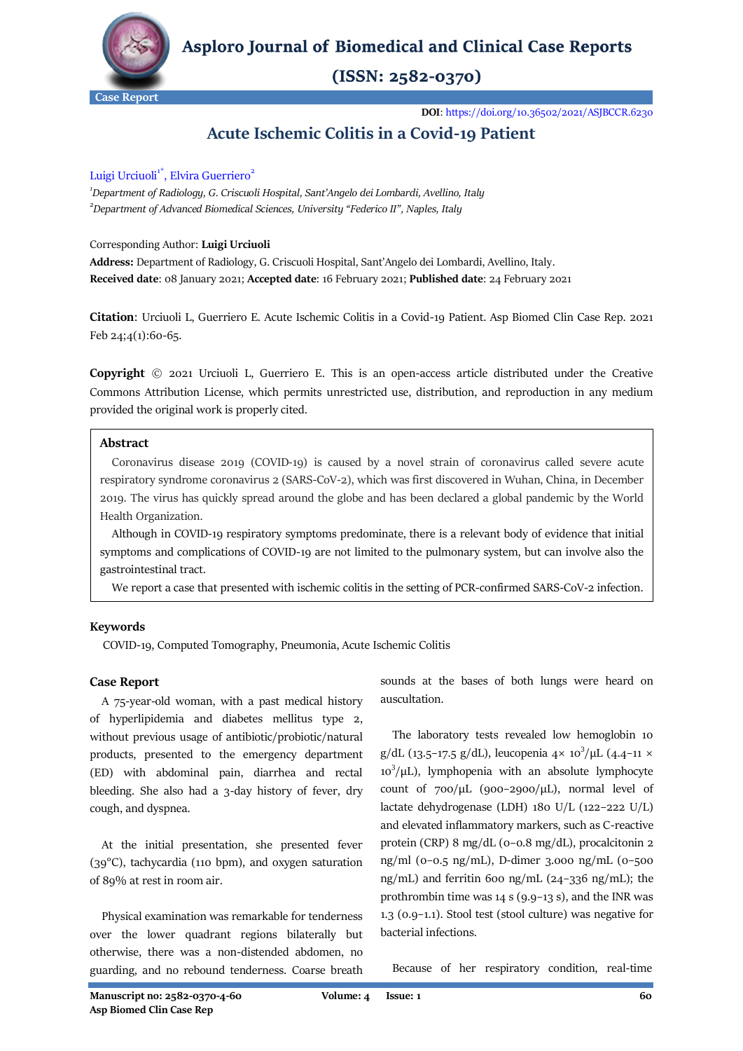Case Report

**DOI**: https://doi.org/10.36502/2021/ASJBCCR.6230

# Acute Ischemic Colitis in a Covid-19 Patient

Luigi Urciuoli[1*], Elvira Guerriero[2]

[1]*Department of Radiology, G. Criscuoli Hospital, Sant'Angelo dei Lombardi, Avellino, Italy*
[2]*Department of Advanced Biomedical Sciences, University "Federico II", Naples, Italy*

Corresponding Author: **Luigi Urciuoli**
**Address:** Department of Radiology, G. Criscuoli Hospital, Sant'Angelo dei Lombardi, Avellino, Italy.
**Received date**: 08 January 2021; **Accepted date**: 16 February 2021; **Published date**: 24 February 2021

**Citation**: Urciuoli L, Guerriero E. Acute Ischemic Colitis in a Covid-19 Patient. Asp Biomed Clin Case Rep. 2021 Feb 24;4(1):60-65.

**Copyright** © 2021 Urciuoli L, Guerriero E. This is an open-access article distributed under the Creative Commons Attribution License, which permits unrestricted use, distribution, and reproduction in any medium provided the original work is properly cited.

## Abstract

Coronavirus disease 2019 (COVID-19) is caused by a novel strain of coronavirus called severe acute respiratory syndrome coronavirus 2 (SARS-CoV-2), which was first discovered in Wuhan, China, in December 2019. The virus has quickly spread around the globe and has been declared a global pandemic by the World Health Organization.

Although in COVID-19 respiratory symptoms predominate, there is a relevant body of evidence that initial symptoms and complications of COVID-19 are not limited to the pulmonary system, but can involve also the gastrointestinal tract.

We report a case that presented with ischemic colitis in the setting of PCR-confirmed SARS-CoV-2 infection.

## Keywords

COVID-19, Computed Tomography, Pneumonia, Acute Ischemic Colitis

## Case Report

A 75-year-old woman, with a past medical history of hyperlipidemia and diabetes mellitus type 2, without previous usage of antibiotic/probiotic/natural products, presented to the emergency department (ED) with abdominal pain, diarrhea and rectal bleeding. She also had a 3-day history of fever, dry cough, and dyspnea.

At the initial presentation, she presented fever (39°C), tachycardia (110 bpm), and oxygen saturation of 89% at rest in room air.

Physical examination was remarkable for tenderness over the lower quadrant regions bilaterally but otherwise, there was a non-distended abdomen, no guarding, and no rebound tenderness. Coarse breath sounds at the bases of both lungs were heard on auscultation.

The laboratory tests revealed low hemoglobin 10 g/dL (13.5–17.5 g/dL), leucopenia 4× $10^3$/μL (4.4–11 × $10^3$/μL), lymphopenia with an absolute lymphocyte count of 700/μL (900–2900/μL), normal level of lactate dehydrogenase (LDH) 180 U/L (122–222 U/L) and elevated inflammatory markers, such as C-reactive protein (CRP) 8 mg/dL (0–0.8 mg/dL), procalcitonin 2 ng/ml (0–0.5 ng/mL), D-dimer 3.000 ng/mL (0–500 ng/mL) and ferritin 600 ng/mL (24–336 ng/mL); the prothrombin time was 14 s (9.9–13 s), and the INR was 1.3 (0.9–1.1). Stool test (stool culture) was negative for bacterial infections.

Because of her respiratory condition, real-time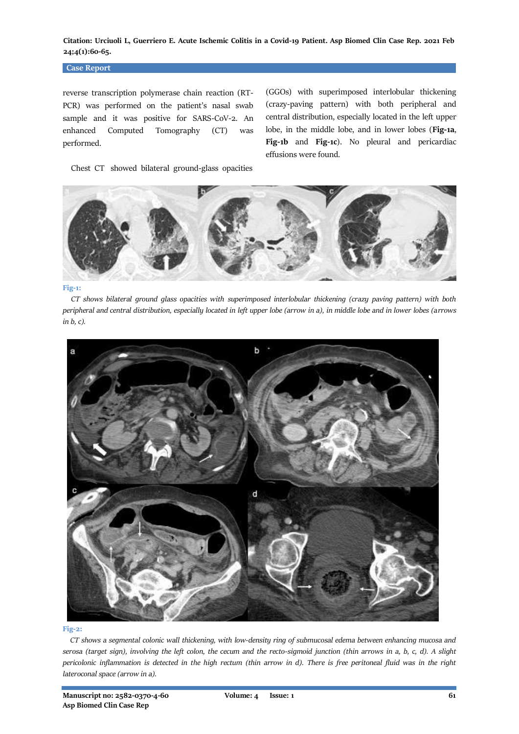reverse transcription polymerase chain reaction (RT-PCR) was performed on the patient's nasal swab sample and it was positive for SARS-CoV-2. An enhanced Computed Tomography (CT) was performed.

Chest CT showed bilateral ground-glass opacities (GGOs) with superimposed interlobular thickening (crazy-paving pattern) with both peripheral and central distribution, especially located in the left upper lobe, in the middle lobe, and in lower lobes (**Fig-1a**, **Fig-1b** and **Fig-1c**). No pleural and pericardiac effusions were found.

**Fig-1:**

*CT shows bilateral ground glass opacities with superimposed interlobular thickening (crazy paving pattern) with both peripheral and central distribution, especially located in left upper lobe (arrow in a), in middle lobe and in lower lobes (arrows in b, c).*

**Fig-2:**

*CT shows a segmental colonic wall thickening, with low-density ring of submucosal edema between enhancing mucosa and serosa (target sign), involving the left colon, the cecum and the recto-sigmoid junction (thin arrows in a, b, c, d). A slight pericolonic inflammation is detected in the high rectum (thin arrow in d). There is free peritoneal fluid was in the right lateroconal space (arrow in a).*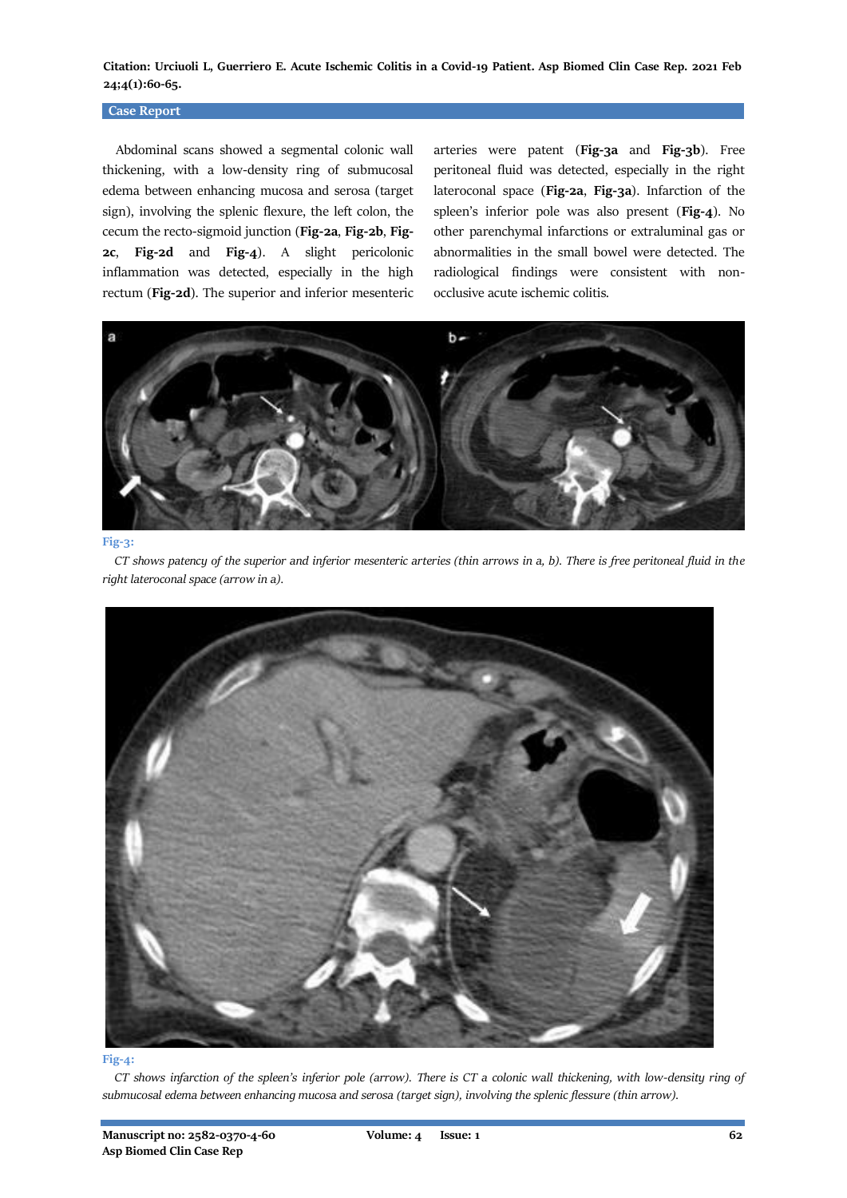Abdominal scans showed a segmental colonic wall thickening, with a low-density ring of submucosal edema between enhancing mucosa and serosa (target sign), involving the splenic flexure, the left colon, the cecum the recto-sigmoid junction (**Fig-2a**, **Fig-2b**, **Fig-2c**, **Fig-2d** and **Fig-4**). A slight pericolonic inflammation was detected, especially in the high rectum (**Fig-2d**). The superior and inferior mesenteric arteries were patent (**Fig-3a** and **Fig-3b**). Free peritoneal fluid was detected, especially in the right lateroconal space (**Fig-2a**, **Fig-3a**). Infarction of the spleen's inferior pole was also present (**Fig-4**). No other parenchymal infarctions or extraluminal gas or abnormalities in the small bowel were detected. The radiological findings were consistent with non-occlusive acute ischemic colitis.

**Fig-3:**

*CT shows patency of the superior and inferior mesenteric arteries (thin arrows in a, b). There is free peritoneal fluid in the right lateroconal space (arrow in a).*

**Fig-4:**

*CT shows infarction of the spleen's inferior pole (arrow). There is CT a colonic wall thickening, with low-density ring of submucosal edema between enhancing mucosa and serosa (target sign), involving the splenic flessure (thin arrow).*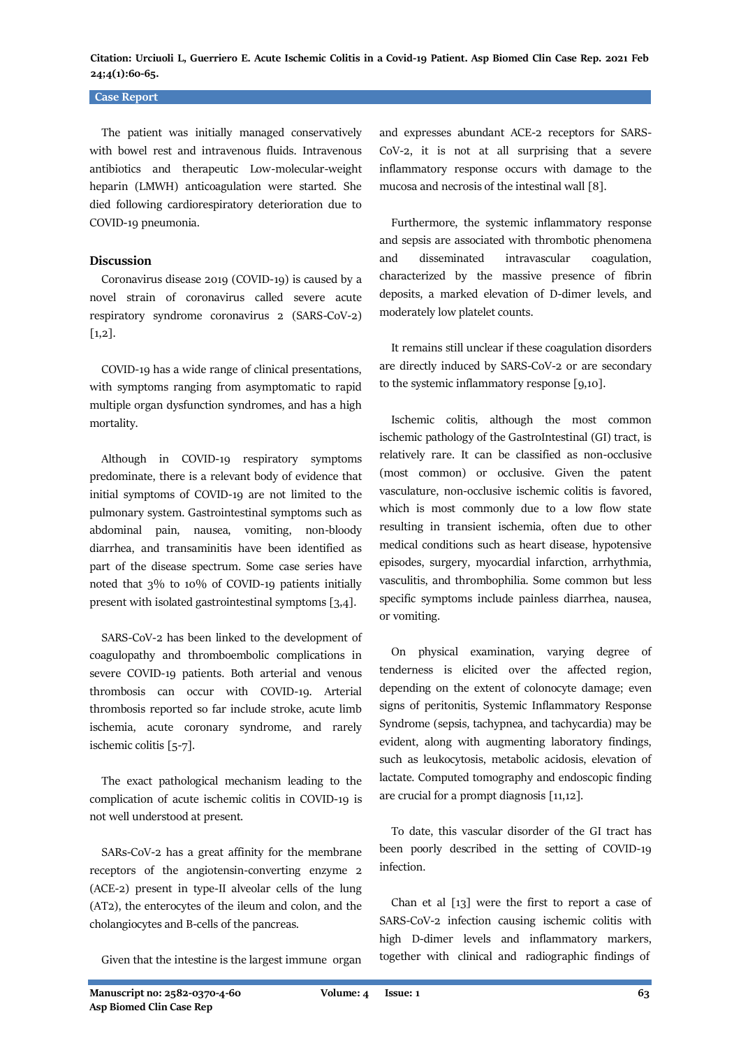The patient was initially managed conservatively with bowel rest and intravenous fluids. Intravenous antibiotics and therapeutic Low-molecular-weight heparin (LMWH) anticoagulation were started. She died following cardiorespiratory deterioration due to COVID-19 pneumonia.

## Discussion

Coronavirus disease 2019 (COVID-19) is caused by a novel strain of coronavirus called severe acute respiratory syndrome coronavirus 2 (SARS-CoV-2) [1,2].

COVID-19 has a wide range of clinical presentations, with symptoms ranging from asymptomatic to rapid multiple organ dysfunction syndromes, and has a high mortality.

Although in COVID-19 respiratory symptoms predominate, there is a relevant body of evidence that initial symptoms of COVID-19 are not limited to the pulmonary system. Gastrointestinal symptoms such as abdominal pain, nausea, vomiting, non-bloody diarrhea, and transaminitis have been identified as part of the disease spectrum. Some case series have noted that 3% to 10% of COVID-19 patients initially present with isolated gastrointestinal symptoms [3,4].

SARS-CoV-2 has been linked to the development of coagulopathy and thromboembolic complications in severe COVID-19 patients. Both arterial and venous thrombosis can occur with COVID-19. Arterial thrombosis reported so far include stroke, acute limb ischemia, acute coronary syndrome, and rarely ischemic colitis [5-7].

The exact pathological mechanism leading to the complication of acute ischemic colitis in COVID-19 is not well understood at present.

SARs-CoV-2 has a great affinity for the membrane receptors of the angiotensin-converting enzyme 2 (ACE-2) present in type-II alveolar cells of the lung (AT2), the enterocytes of the ileum and colon, and the cholangiocytes and B-cells of the pancreas.

Given that the intestine is the largest immune organ and expresses abundant ACE-2 receptors for SARS-CoV-2, it is not at all surprising that a severe inflammatory response occurs with damage to the mucosa and necrosis of the intestinal wall [8].

Furthermore, the systemic inflammatory response and sepsis are associated with thrombotic phenomena and disseminated intravascular coagulation, characterized by the massive presence of fibrin deposits, a marked elevation of D-dimer levels, and moderately low platelet counts.

It remains still unclear if these coagulation disorders are directly induced by SARS-CoV-2 or are secondary to the systemic inflammatory response [9,10].

Ischemic colitis, although the most common ischemic pathology of the GastroIntestinal (GI) tract, is relatively rare. It can be classified as non-occlusive (most common) or occlusive. Given the patent vasculature, non-occlusive ischemic colitis is favored, which is most commonly due to a low flow state resulting in transient ischemia, often due to other medical conditions such as heart disease, hypotensive episodes, surgery, myocardial infarction, arrhythmia, vasculitis, and thrombophilia. Some common but less specific symptoms include painless diarrhea, nausea, or vomiting.

On physical examination, varying degree of tenderness is elicited over the affected region, depending on the extent of colonocyte damage; even signs of peritonitis, Systemic Inflammatory Response Syndrome (sepsis, tachypnea, and tachycardia) may be evident, along with augmenting laboratory findings, such as leukocytosis, metabolic acidosis, elevation of lactate. Computed tomography and endoscopic finding are crucial for a prompt diagnosis [11,12].

To date, this vascular disorder of the GI tract has been poorly described in the setting of COVID-19 infection.

Chan et al [13] were the first to report a case of SARS-CoV-2 infection causing ischemic colitis with high D-dimer levels and inflammatory markers, together with clinical and radiographic findings of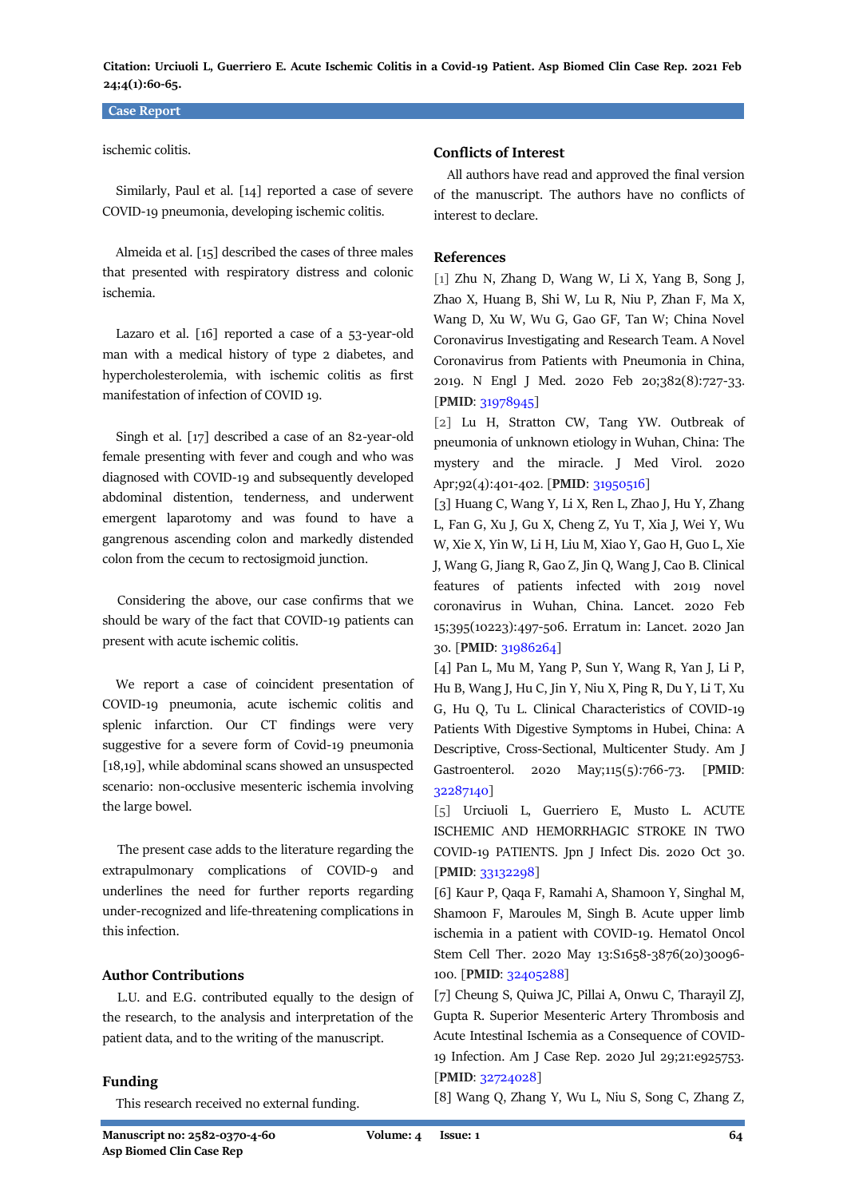ischemic colitis.

Similarly, Paul et al. [14] reported a case of severe COVID-19 pneumonia, developing ischemic colitis.

Almeida et al. [15] described the cases of three males that presented with respiratory distress and colonic ischemia.

Lazaro et al. [16] reported a case of a 53-year-old man with a medical history of type 2 diabetes, and hypercholesterolemia, with ischemic colitis as first manifestation of infection of COVID 19.

Singh et al. [17] described a case of an 82-year-old female presenting with fever and cough and who was diagnosed with COVID-19 and subsequently developed abdominal distention, tenderness, and underwent emergent laparotomy and was found to have a gangrenous ascending colon and markedly distended colon from the cecum to rectosigmoid junction.

Considering the above, our case confirms that we should be wary of the fact that COVID-19 patients can present with acute ischemic colitis.

We report a case of coincident presentation of COVID-19 pneumonia, acute ischemic colitis and splenic infarction. Our CT findings were very suggestive for a severe form of Covid-19 pneumonia [18,19], while abdominal scans showed an unsuspected scenario: non-occlusive mesenteric ischemia involving the large bowel.

The present case adds to the literature regarding the extrapulmonary complications of COVID-9 and underlines the need for further reports regarding under-recognized and life-threatening complications in this infection.

## Author Contributions

L.U. and E.G. contributed equally to the design of the research, to the analysis and interpretation of the patient data, and to the writing of the manuscript.

## Funding

This research received no external funding.

## Conflicts of Interest

All authors have read and approved the final version of the manuscript. The authors have no conflicts of interest to declare.

## References

[1] Zhu N, Zhang D, Wang W, Li X, Yang B, Song J, Zhao X, Huang B, Shi W, Lu R, Niu P, Zhan F, Ma X, Wang D, Xu W, Wu G, Gao GF, Tan W; China Novel Coronavirus Investigating and Research Team. A Novel Coronavirus from Patients with Pneumonia in China, 2019. N Engl J Med. 2020 Feb 20;382(8):727-33. [**PMID**: 31978945]

[2] Lu H, Stratton CW, Tang YW. Outbreak of pneumonia of unknown etiology in Wuhan, China: The mystery and the miracle. J Med Virol. 2020 Apr;92(4):401-402. [**PMID**: 31950516]

[3] Huang C, Wang Y, Li X, Ren L, Zhao J, Hu Y, Zhang L, Fan G, Xu J, Gu X, Cheng Z, Yu T, Xia J, Wei Y, Wu W, Xie X, Yin W, Li H, Liu M, Xiao Y, Gao H, Guo L, Xie J, Wang G, Jiang R, Gao Z, Jin Q, Wang J, Cao B. Clinical features of patients infected with 2019 novel coronavirus in Wuhan, China. Lancet. 2020 Feb 15;395(10223):497-506. Erratum in: Lancet. 2020 Jan 30. [**PMID**: 31986264]

[4] Pan L, Mu M, Yang P, Sun Y, Wang R, Yan J, Li P, Hu B, Wang J, Hu C, Jin Y, Niu X, Ping R, Du Y, Li T, Xu G, Hu Q, Tu L. Clinical Characteristics of COVID-19 Patients With Digestive Symptoms in Hubei, China: A Descriptive, Cross-Sectional, Multicenter Study. Am J Gastroenterol. 2020 May;115(5):766-73. [**PMID**: 32287140]

[5] Urciuoli L, Guerriero E, Musto L. ACUTE ISCHEMIC AND HEMORRHAGIC STROKE IN TWO COVID-19 PATIENTS. Jpn J Infect Dis. 2020 Oct 30. [**PMID**: 33132298]

[6] Kaur P, Qaqa F, Ramahi A, Shamoon Y, Singhal M, Shamoon F, Maroules M, Singh B. Acute upper limb ischemia in a patient with COVID-19. Hematol Oncol Stem Cell Ther. 2020 May 13:S1658-3876(20)30096-100. [**PMID**: 32405288]

[7] Cheung S, Quiwa JC, Pillai A, Onwu C, Tharayil ZJ, Gupta R. Superior Mesenteric Artery Thrombosis and Acute Intestinal Ischemia as a Consequence of COVID-19 Infection. Am J Case Rep. 2020 Jul 29;21:e925753. [**PMID**: 32724028]

[8] Wang Q, Zhang Y, Wu L, Niu S, Song C, Zhang Z,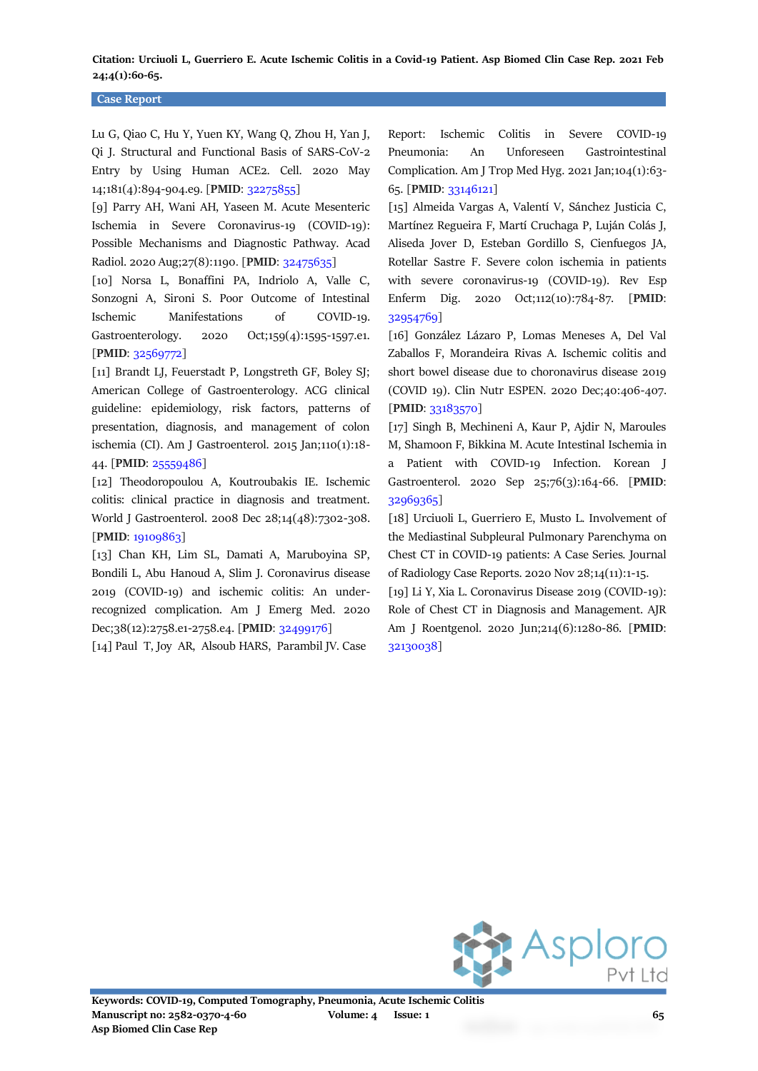Lu G, Qiao C, Hu Y, Yuen KY, Wang Q, Zhou H, Yan J, Qi J. Structural and Functional Basis of SARS-CoV-2 Entry by Using Human ACE2. Cell. 2020 May 14;181(4):894-904.e9. [**PMID**: 32275855]

[9] Parry AH, Wani AH, Yaseen M. Acute Mesenteric Ischemia in Severe Coronavirus-19 (COVID-19): Possible Mechanisms and Diagnostic Pathway. Acad Radiol. 2020 Aug;27(8):1190. [**PMID**: 32475635]

[10] Norsa L, Bonaffini PA, Indriolo A, Valle C, Sonzogni A, Sironi S. Poor Outcome of Intestinal Ischemic Manifestations of COVID-19. Gastroenterology. 2020 Oct;159(4):1595-1597.e1. [**PMID**: 32569772]

[11] Brandt LJ, Feuerstadt P, Longstreth GF, Boley SJ; American College of Gastroenterology. ACG clinical guideline: epidemiology, risk factors, patterns of presentation, diagnosis, and management of colon ischemia (CI). Am J Gastroenterol. 2015 Jan;110(1):18-44. [**PMID**: 25559486]

[12] Theodoropoulou A, Koutroubakis IE. Ischemic colitis: clinical practice in diagnosis and treatment. World J Gastroenterol. 2008 Dec 28;14(48):7302-308. [**PMID**: 19109863]

[13] Chan KH, Lim SL, Damati A, Maruboyina SP, Bondili L, Abu Hanoud A, Slim J. Coronavirus disease 2019 (COVID-19) and ischemic colitis: An under-recognized complication. Am J Emerg Med. 2020 Dec;38(12):2758.e1-2758.e4. [**PMID**: 32499176]

[14] Paul T, Joy AR, Alsoub HARS, Parambil JV. Case Report: Ischemic Colitis in Severe COVID-19 Pneumonia: An Unforeseen Gastrointestinal Complication. Am J Trop Med Hyg. 2021 Jan;104(1):63-65. [**PMID**: 33146121]

[15] Almeida Vargas A, Valentí V, Sánchez Justicia C, Martínez Regueira F, Martí Cruchaga P, Luján Colás J, Aliseda Jover D, Esteban Gordillo S, Cienfuegos JA, Rotellar Sastre F. Severe colon ischemia in patients with severe coronavirus-19 (COVID-19). Rev Esp Enferm Dig. 2020 Oct;112(10):784-87. [**PMID**: 32954769]

[16] González Lázaro P, Lomas Meneses A, Del Val Zaballos F, Morandeira Rivas A. Ischemic colitis and short bowel disease due to choronavirus disease 2019 (COVID 19). Clin Nutr ESPEN. 2020 Dec;40:406-407. [**PMID**: 33183570]

[17] Singh B, Mechineni A, Kaur P, Ajdir N, Maroules M, Shamoon F, Bikkina M. Acute Intestinal Ischemia in a Patient with COVID-19 Infection. Korean J Gastroenterol. 2020 Sep 25;76(3):164-66. [**PMID**: 32969365]

[18] Urciuoli L, Guerriero E, Musto L. Involvement of the Mediastinal Subpleural Pulmonary Parenchyma on Chest CT in COVID-19 patients: A Case Series. Journal of Radiology Case Reports. 2020 Nov 28;14(11):1-15.

[19] Li Y, Xia L. Coronavirus Disease 2019 (COVID-19): Role of Chest CT in Diagnosis and Management. AJR Am J Roentgenol. 2020 Jun;214(6):1280-86. [**PMID**: 32130038]